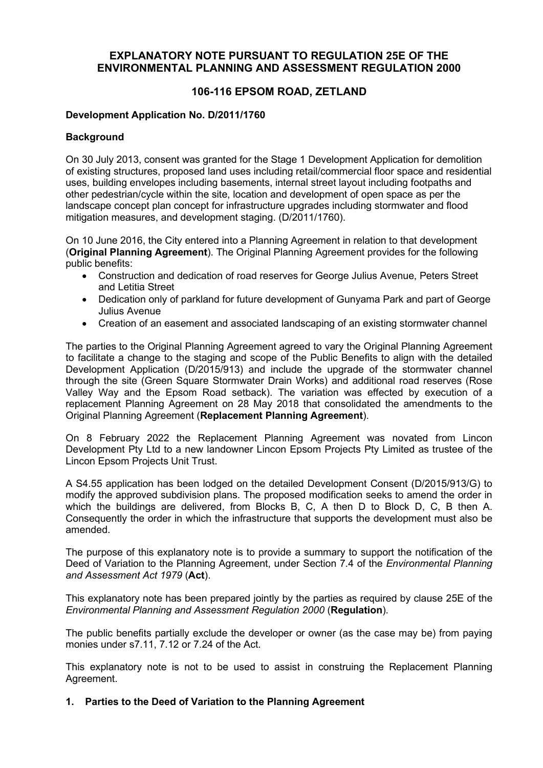# EXPLANATORY NOTE PURSUANT TO REGULATION 25E OF THE ENVIRONMENTAL PLANNING AND ASSESSMENT REGULATION 2000

## 106-116 EPSOM ROAD, ZETLAND

**Development Application No. D/2011/1760**

**Background**

On 30 July 2013, consent was granted for the Stage 1 Development Application for demolition of existing structures, proposed land uses including retail/commercial floor space and residential uses, building envelopes including basements, internal street layout including footpaths and other pedestrian/cycle within the site, location and development of open space as per the landscape concept plan concept for infrastructure upgrades including stormwater and flood mitigation measures, and development staging. (D/2011/1760).

On 10 June 2016, the City entered into a Planning Agreement in relation to that development (**Original Planning Agreement**). The Original Planning Agreement provides for the following public benefits:

- Construction and dedication of road reserves for George Julius Avenue, Peters Street and Letitia Street
- Dedication only of parkland for future development of Gunyama Park and part of George Julius Avenue
- Creation of an easement and associated landscaping of an existing stormwater channel

The parties to the Original Planning Agreement agreed to vary the Original Planning Agreement to facilitate a change to the staging and scope of the Public Benefits to align with the detailed Development Application (D/2015/913) and include the upgrade of the stormwater channel through the site (Green Square Stormwater Drain Works) and additional road reserves (Rose Valley Way and the Epsom Road setback). The variation was effected by execution of a replacement Planning Agreement on 28 May 2018 that consolidated the amendments to the Original Planning Agreement (**Replacement Planning Agreement**).

On 8 February 2022 the Replacement Planning Agreement was novated from Lincon Development Pty Ltd to a new landowner Lincon Epsom Projects Pty Limited as trustee of the Lincon Epsom Projects Unit Trust.

A S4.55 application has been lodged on the detailed Development Consent (D/2015/913/G) to modify the approved subdivision plans. The proposed modification seeks to amend the order in which the buildings are delivered, from Blocks B, C, A then D to Block D, C, B then A. Consequently the order in which the infrastructure that supports the development must also be amended.

The purpose of this explanatory note is to provide a summary to support the notification of the Deed of Variation to the Planning Agreement, under Section 7.4 of the *Environmental Planning and Assessment Act 1979* (**Act**).

This explanatory note has been prepared jointly by the parties as required by clause 25E of the *Environmental Planning and Assessment Regulation 2000* (**Regulation**).

The public benefits partially exclude the developer or owner (as the case may be) from paying monies under s7.11, 7.12 or 7.24 of the Act.

This explanatory note is not to be used to assist in construing the Replacement Planning Agreement.

### 1. Parties to the Deed of Variation to the Planning Agreement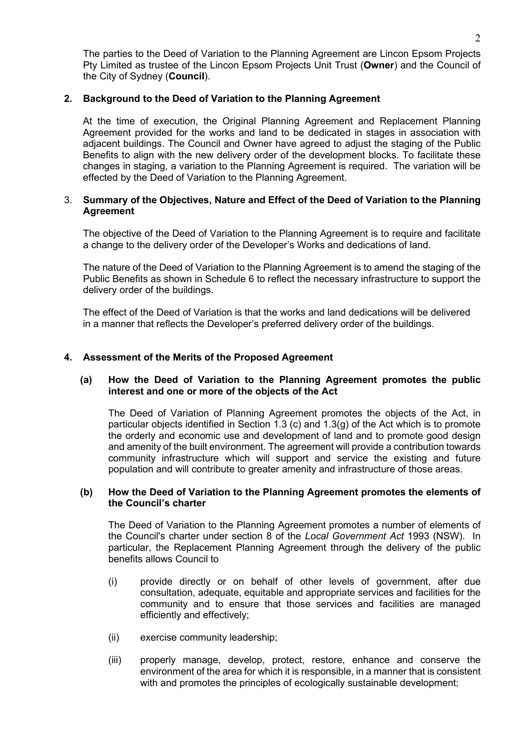The parties to the Deed of Variation to the Planning Agreement are Lincon Epsom Projects Pty Limited as trustee of the Lincon Epsom Projects Unit Trust (**Owner**) and the Council of the City of Sydney (**Council**).

## 2. Background to the Deed of Variation to the Planning Agreement

At the time of execution, the Original Planning Agreement and Replacement Planning Agreement provided for the works and land to be dedicated in stages in association with adjacent buildings. The Council and Owner have agreed to adjust the staging of the Public Benefits to align with the new delivery order of the development blocks. To facilitate these changes in staging, a variation to the Planning Agreement is required. The variation will be effected by the Deed of Variation to the Planning Agreement.

## 3. Summary of the Objectives, Nature and Effect of the Deed of Variation to the Planning Agreement

The objective of the Deed of Variation to the Planning Agreement is to require and facilitate a change to the delivery order of the Developer's Works and dedications of land.

The nature of the Deed of Variation to the Planning Agreement is to amend the staging of the Public Benefits as shown in Schedule 6 to reflect the necessary infrastructure to support the delivery order of the buildings.

The effect of the Deed of Variation is that the works and land dedications will be delivered in a manner that reflects the Developer's preferred delivery order of the buildings.

## 4. Assessment of the Merits of the Proposed Agreement

### (a) How the Deed of Variation to the Planning Agreement promotes the public interest and one or more of the objects of the Act

The Deed of Variation of Planning Agreement promotes the objects of the Act, in particular objects identified in Section 1.3 (c) and 1.3(g) of the Act which is to promote the orderly and economic use and development of land and to promote good design and amenity of the built environment. The agreement will provide a contribution towards community infrastructure which will support and service the existing and future population and will contribute to greater amenity and infrastructure of those areas.

### (b) How the Deed of Variation to the Planning Agreement promotes the elements of the Council's charter

The Deed of Variation to the Planning Agreement promotes a number of elements of the Council's charter under section 8 of the *Local Government Act* 1993 (NSW). In particular, the Replacement Planning Agreement through the delivery of the public benefits allows Council to

(i) provide directly or on behalf of other levels of government, after due consultation, adequate, equitable and appropriate services and facilities for the community and to ensure that those services and facilities are managed efficiently and effectively;

(ii) exercise community leadership;

(iii) properly manage, develop, protect, restore, enhance and conserve the environment of the area for which it is responsible, in a manner that is consistent with and promotes the principles of ecologically sustainable development;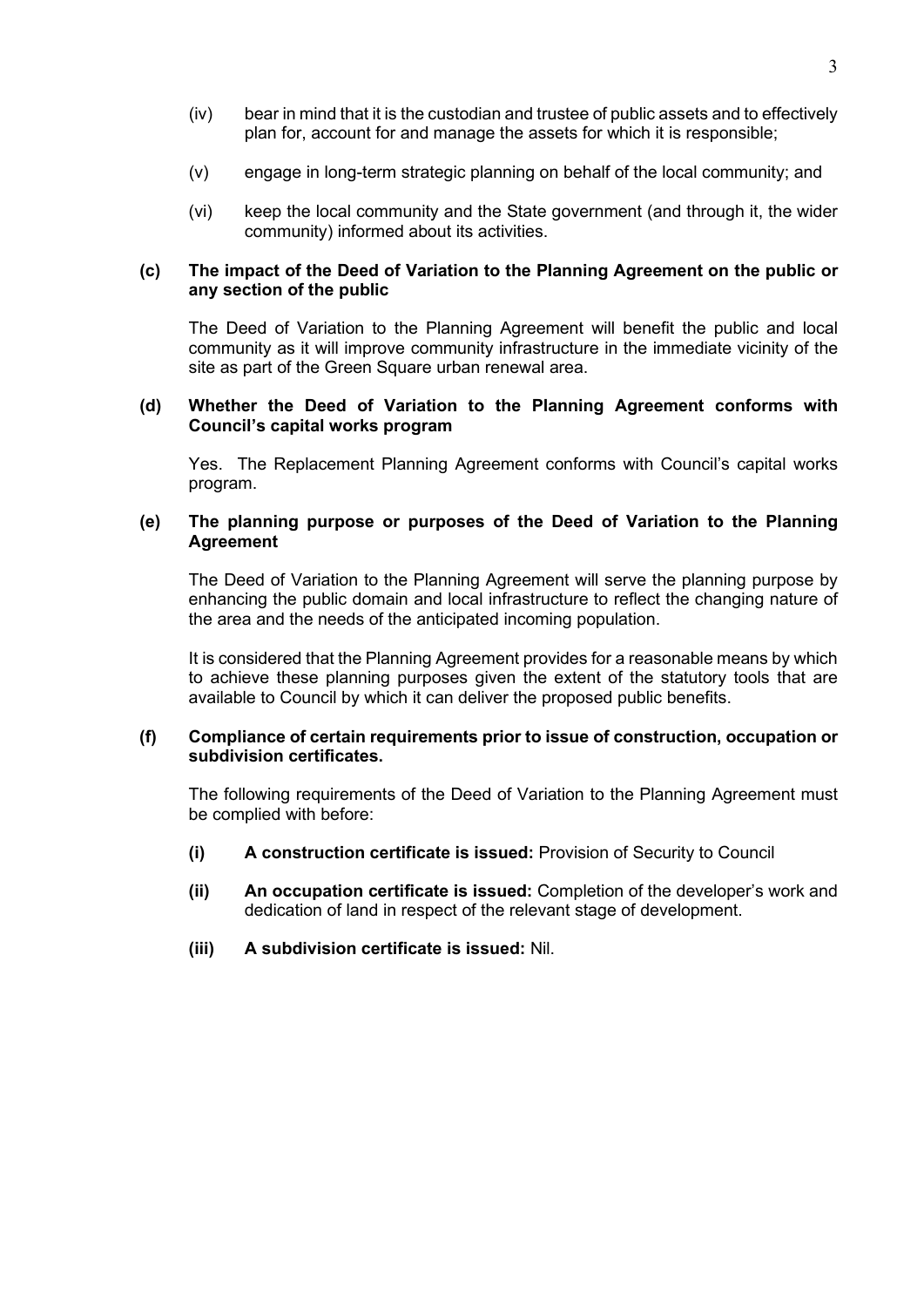(iv) bear in mind that it is the custodian and trustee of public assets and to effectively plan for, account for and manage the assets for which it is responsible;

(v) engage in long-term strategic planning on behalf of the local community; and

(vi) keep the local community and the State government (and through it, the wider community) informed about its activities.

**(c) The impact of the Deed of Variation to the Planning Agreement on the public or any section of the public**

The Deed of Variation to the Planning Agreement will benefit the public and local community as it will improve community infrastructure in the immediate vicinity of the site as part of the Green Square urban renewal area.

**(d) Whether the Deed of Variation to the Planning Agreement conforms with Council's capital works program**

Yes. The Replacement Planning Agreement conforms with Council's capital works program.

**(e) The planning purpose or purposes of the Deed of Variation to the Planning Agreement**

The Deed of Variation to the Planning Agreement will serve the planning purpose by enhancing the public domain and local infrastructure to reflect the changing nature of the area and the needs of the anticipated incoming population.

It is considered that the Planning Agreement provides for a reasonable means by which to achieve these planning purposes given the extent of the statutory tools that are available to Council by which it can deliver the proposed public benefits.

**(f) Compliance of certain requirements prior to issue of construction, occupation or subdivision certificates.**

The following requirements of the Deed of Variation to the Planning Agreement must be complied with before:

**(i) A construction certificate is issued:** Provision of Security to Council

**(ii) An occupation certificate is issued:** Completion of the developer's work and dedication of land in respect of the relevant stage of development.

**(iii) A subdivision certificate is issued:** Nil.